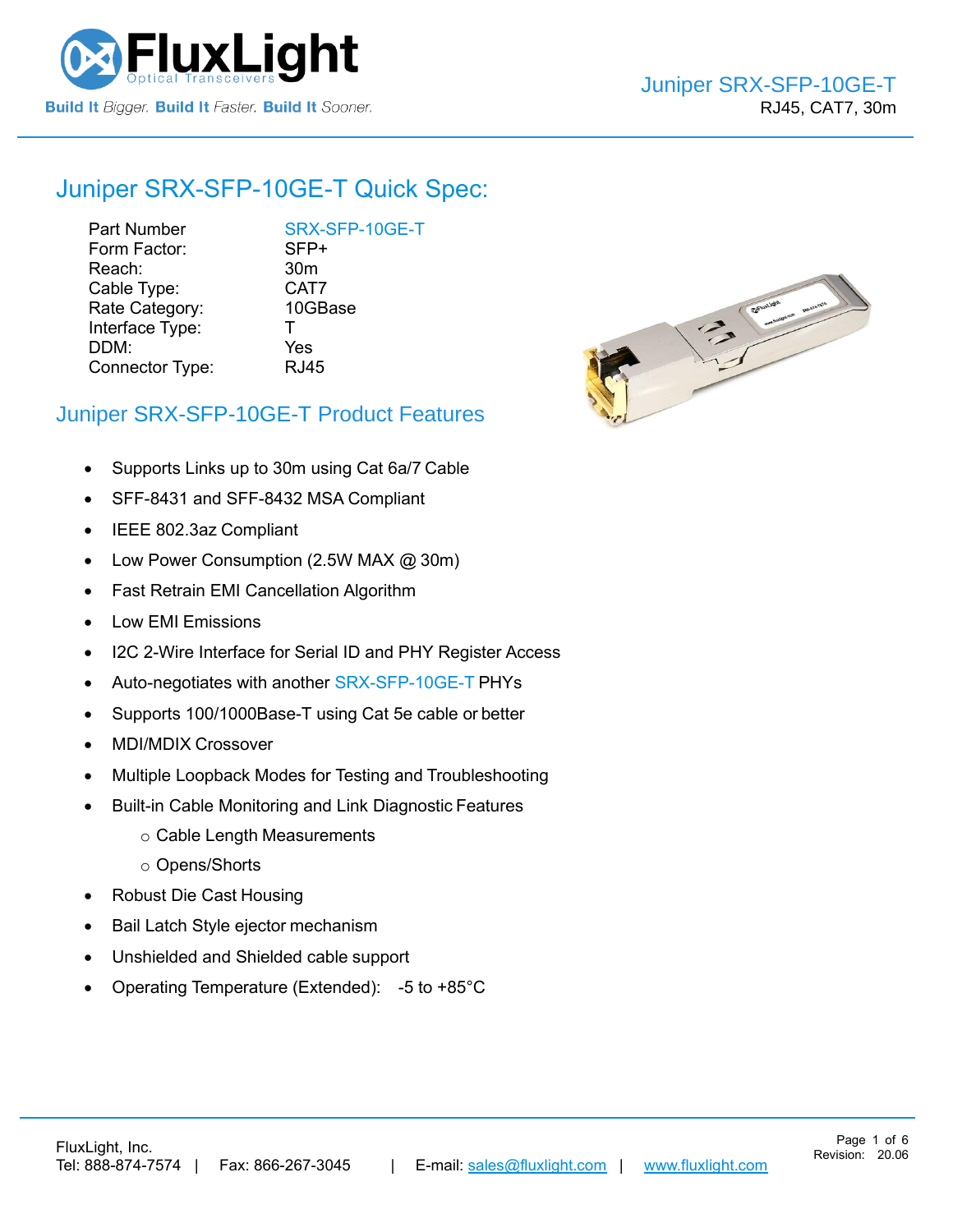# Juniper SRX-SFP-10GE-T Quick Spec:

| Part Number | SRX-SFP-10GE-T |
| --- | --- |
| Form Factor: | SFP+ |
| Reach: | 30m |
| Cable Type: | CAT7 |
| Rate Category: | 10GBase |
| Interface Type: | T |
| DDM: | Yes |
| Connector Type: | RJ45 |

## Juniper SRX-SFP-10GE-T Product Features

- Supports Links up to 30m using Cat 6a/7 Cable
- SFF-8431 and SFF-8432 MSA Compliant
- IEEE 802.3az Compliant
- Low Power Consumption (2.5W MAX @ 30m)
- Fast Retrain EMI Cancellation Algorithm
- Low EMI Emissions
- I2C 2-Wire Interface for Serial ID and PHY Register Access
- Auto-negotiates with another SRX-SFP-10GE-T PHYs
- Supports 100/1000Base-T using Cat 5e cable or better
- MDI/MDIX Crossover
- Multiple Loopback Modes for Testing and Troubleshooting
- Built-in Cable Monitoring and Link Diagnostic Features
  - Cable Length Measurements
  - Opens/Shorts
- Robust Die Cast Housing
- Bail Latch Style ejector mechanism
- Unshielded and Shielded cable support
- Operating Temperature (Extended): -5 to +85°C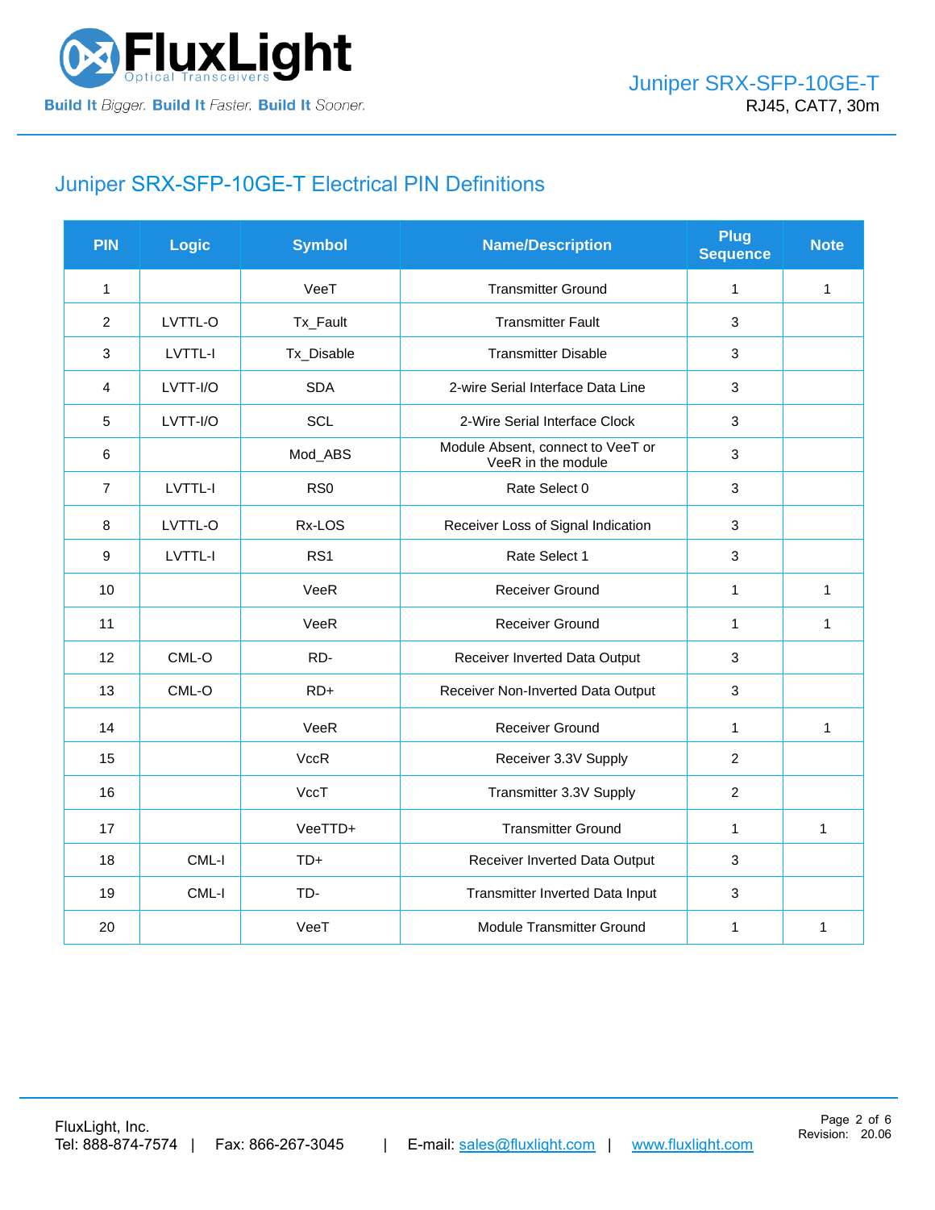## Juniper SRX-SFP-10GE-T Electrical PIN Definitions

| PIN | Logic | Symbol | Name/Description | Plug Sequence | Note |
|---|---|---|---|---|---|
| 1 | | VeeT | Transmitter Ground | 1 | 1 |
| 2 | LVTTL-O | Tx_Fault | Transmitter Fault | 3 | |
| 3 | LVTTL-I | Tx_Disable | Transmitter Disable | 3 | |
| 4 | LVTT-I/O | SDA | 2-wire Serial Interface Data Line | 3 | |
| 5 | LVTT-I/O | SCL | 2-Wire Serial Interface Clock | 3 | |
| 6 | | Mod_ABS | Module Absent, connect to VeeT or VeeR in the module | 3 | |
| 7 | LVTTL-I | RS0 | Rate Select 0 | 3 | |
| 8 | LVTTL-O | Rx-LOS | Receiver Loss of Signal Indication | 3 | |
| 9 | LVTTL-I | RS1 | Rate Select 1 | 3 | |
| 10 | | VeeR | Receiver Ground | 1 | 1 |
| 11 | | VeeR | Receiver Ground | 1 | 1 |
| 12 | CML-O | RD- | Receiver Inverted Data Output | 3 | |
| 13 | CML-O | RD+ | Receiver Non-Inverted Data Output | 3 | |
| 14 | | VeeR | Receiver Ground | 1 | 1 |
| 15 | | VccR | Receiver 3.3V Supply | 2 | |
| 16 | | VccT | Transmitter 3.3V Supply | 2 | |
| 17 | | VeeTTD+ | Transmitter Ground | 1 | 1 |
| 18 | CML-I | TD+ | Receiver Inverted Data Output | 3 | |
| 19 | CML-I | TD- | Transmitter Inverted Data Input | 3 | |
| 20 | | VeeT | Module Transmitter Ground | 1 | 1 |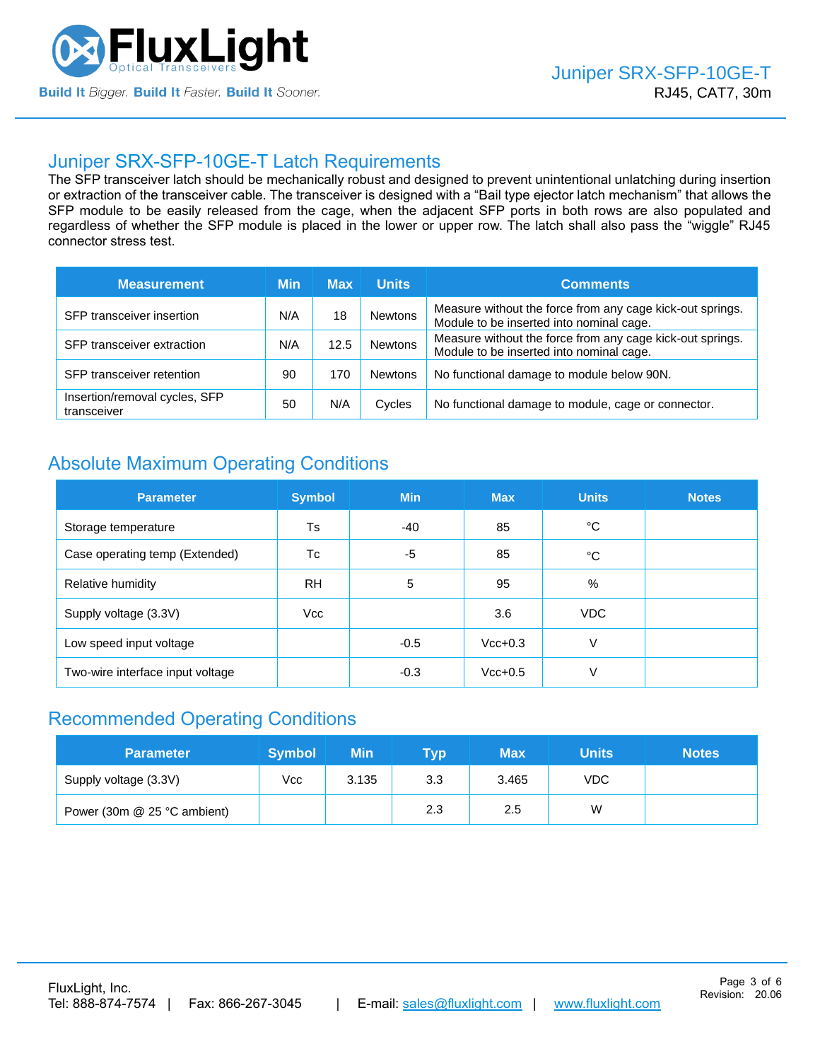## Juniper SRX-SFP-10GE-T Latch Requirements

The SFP transceiver latch should be mechanically robust and designed to prevent unintentional unlatching during insertion or extraction of the transceiver cable. The transceiver is designed with a "Bail type ejector latch mechanism" that allows the SFP module to be easily released from the cage, when the adjacent SFP ports in both rows are also populated and regardless of whether the SFP module is placed in the lower or upper row. The latch shall also pass the "wiggle" RJ45 connector stress test.

| Measurement | Min | Max | Units | Comments |
|---|---|---|---|---|
| SFP transceiver insertion | N/A | 18 | Newtons | Measure without the force from any cage kick-out springs. Module to be inserted into nominal cage. |
| SFP transceiver extraction | N/A | 12.5 | Newtons | Measure without the force from any cage kick-out springs. Module to be inserted into nominal cage. |
| SFP transceiver retention | 90 | 170 | Newtons | No functional damage to module below 90N. |
| Insertion/removal cycles, SFP transceiver | 50 | N/A | Cycles | No functional damage to module, cage or connector. |

## Absolute Maximum Operating Conditions

| Parameter | Symbol | Min | Max | Units | Notes |
|---|---|---|---|---|---|
| Storage temperature | Ts | -40 | 85 | °C | |
| Case operating temp (Extended) | Tc | -5 | 85 | °C | |
| Relative humidity | RH | 5 | 95 | % | |
| Supply voltage (3.3V) | Vcc | | 3.6 | VDC | |
| Low speed input voltage | | -0.5 | Vcc+0.3 | V | |
| Two-wire interface input voltage | | -0.3 | Vcc+0.5 | V | |

## Recommended Operating Conditions

| Parameter | Symbol | Min | Typ | Max | Units | Notes |
|---|---|---|---|---|---|---|
| Supply voltage (3.3V) | Vcc | 3.135 | 3.3 | 3.465 | VDC | |
| Power (30m @ 25 °C ambient) | | | 2.3 | 2.5 | W | |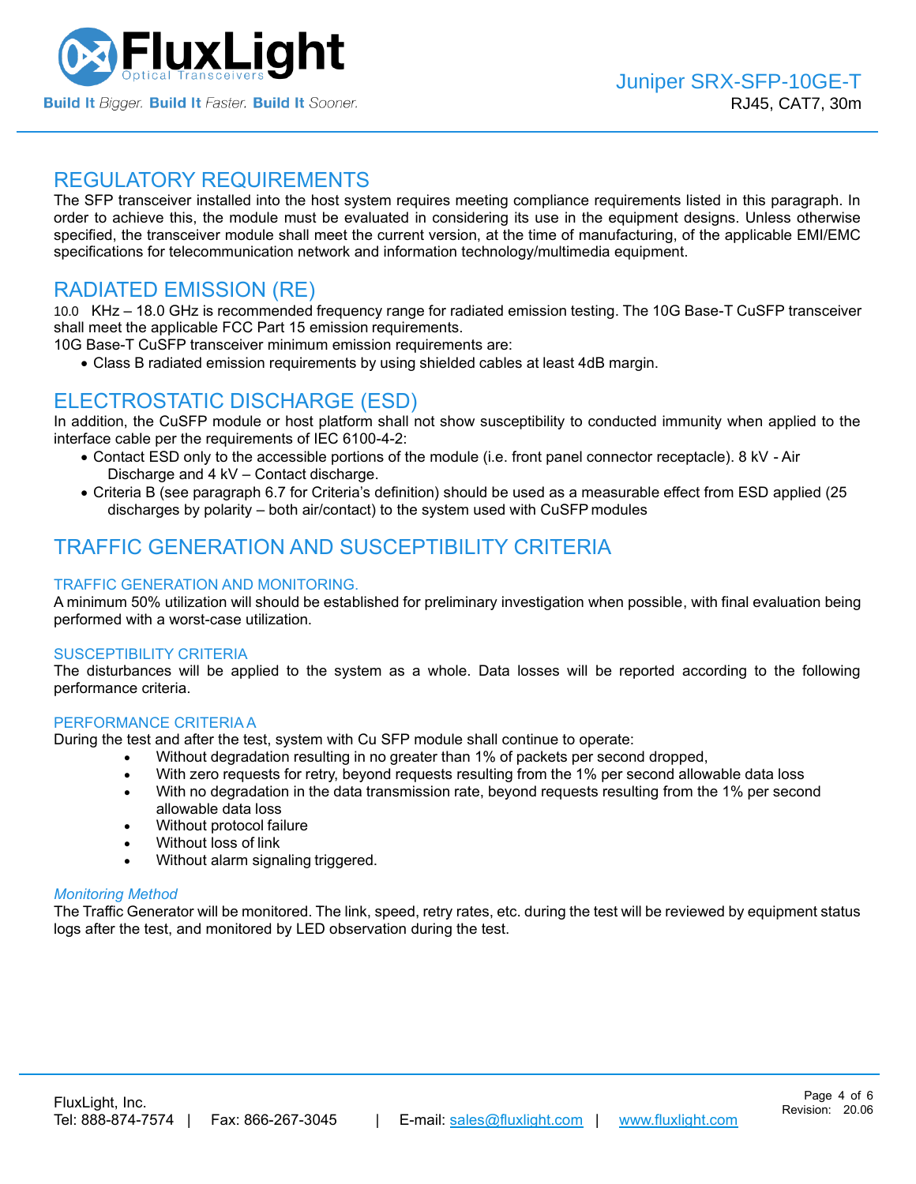## REGULATORY REQUIREMENTS

The SFP transceiver installed into the host system requires meeting compliance requirements listed in this paragraph. In order to achieve this, the module must be evaluated in considering its use in the equipment designs. Unless otherwise specified, the transceiver module shall meet the current version, at the time of manufacturing, of the applicable EMI/EMC specifications for telecommunication network and information technology/multimedia equipment.

## RADIATED EMISSION (RE)

10.0 KHz – 18.0 GHz is recommended frequency range for radiated emission testing. The 10G Base-T CuSFP transceiver shall meet the applicable FCC Part 15 emission requirements.

10G Base-T CuSFP transceiver minimum emission requirements are:

- Class B radiated emission requirements by using shielded cables at least 4dB margin.

## ELECTROSTATIC DISCHARGE (ESD)

In addition, the CuSFP module or host platform shall not show susceptibility to conducted immunity when applied to the interface cable per the requirements of IEC 6100-4-2:

- Contact ESD only to the accessible portions of the module (i.e. front panel connector receptacle). 8 kV - Air Discharge and 4 kV – Contact discharge.
- Criteria B (see paragraph 6.7 for Criteria's definition) should be used as a measurable effect from ESD applied (25 discharges by polarity – both air/contact) to the system used with CuSFP modules

## TRAFFIC GENERATION AND SUSCEPTIBILITY CRITERIA

### TRAFFIC GENERATION AND MONITORING.

A minimum 50% utilization will should be established for preliminary investigation when possible, with final evaluation being performed with a worst-case utilization.

### SUSCEPTIBILITY CRITERIA

The disturbances will be applied to the system as a whole. Data losses will be reported according to the following performance criteria.

### PERFORMANCE CRITERIA A

During the test and after the test, system with Cu SFP module shall continue to operate:

- Without degradation resulting in no greater than 1% of packets per second dropped,
- With zero requests for retry, beyond requests resulting from the 1% per second allowable data loss
- With no degradation in the data transmission rate, beyond requests resulting from the 1% per second allowable data loss
- Without protocol failure
- Without loss of link
- Without alarm signaling triggered.

*Monitoring Method*

The Traffic Generator will be monitored. The link, speed, retry rates, etc. during the test will be reviewed by equipment status logs after the test, and monitored by LED observation during the test.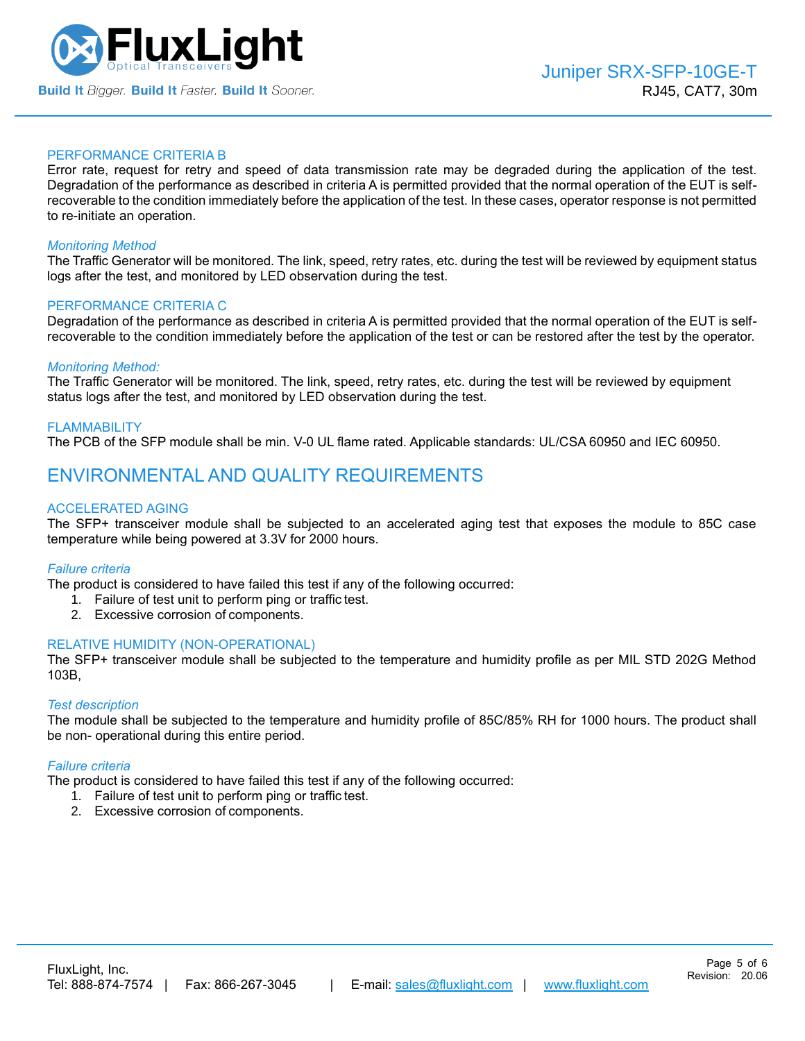### PERFORMANCE CRITERIA B

Error rate, request for retry and speed of data transmission rate may be degraded during the application of the test. Degradation of the performance as described in criteria A is permitted provided that the normal operation of the EUT is self-recoverable to the condition immediately before the application of the test. In these cases, operator response is not permitted to re-initiate an operation.

*Monitoring Method*

The Traffic Generator will be monitored. The link, speed, retry rates, etc. during the test will be reviewed by equipment status logs after the test, and monitored by LED observation during the test.

### PERFORMANCE CRITERIA C

Degradation of the performance as described in criteria A is permitted provided that the normal operation of the EUT is self-recoverable to the condition immediately before the application of the test or can be restored after the test by the operator.

*Monitoring Method:*

The Traffic Generator will be monitored. The link, speed, retry rates, etc. during the test will be reviewed by equipment status logs after the test, and monitored by LED observation during the test.

### FLAMMABILITY

The PCB of the SFP module shall be min. V-0 UL flame rated. Applicable standards: UL/CSA 60950 and IEC 60950.

## ENVIRONMENTAL AND QUALITY REQUIREMENTS

### ACCELERATED AGING

The SFP+ transceiver module shall be subjected to an accelerated aging test that exposes the module to 85C case temperature while being powered at 3.3V for 2000 hours.

*Failure criteria*

The product is considered to have failed this test if any of the following occurred:

1. Failure of test unit to perform ping or traffic test.
2. Excessive corrosion of components.

### RELATIVE HUMIDITY (NON-OPERATIONAL)

The SFP+ transceiver module shall be subjected to the temperature and humidity profile as per MIL STD 202G Method 103B,

*Test description*

The module shall be subjected to the temperature and humidity profile of 85C/85% RH for 1000 hours. The product shall be non- operational during this entire period.

*Failure criteria*

The product is considered to have failed this test if any of the following occurred:

1. Failure of test unit to perform ping or traffic test.
2. Excessive corrosion of components.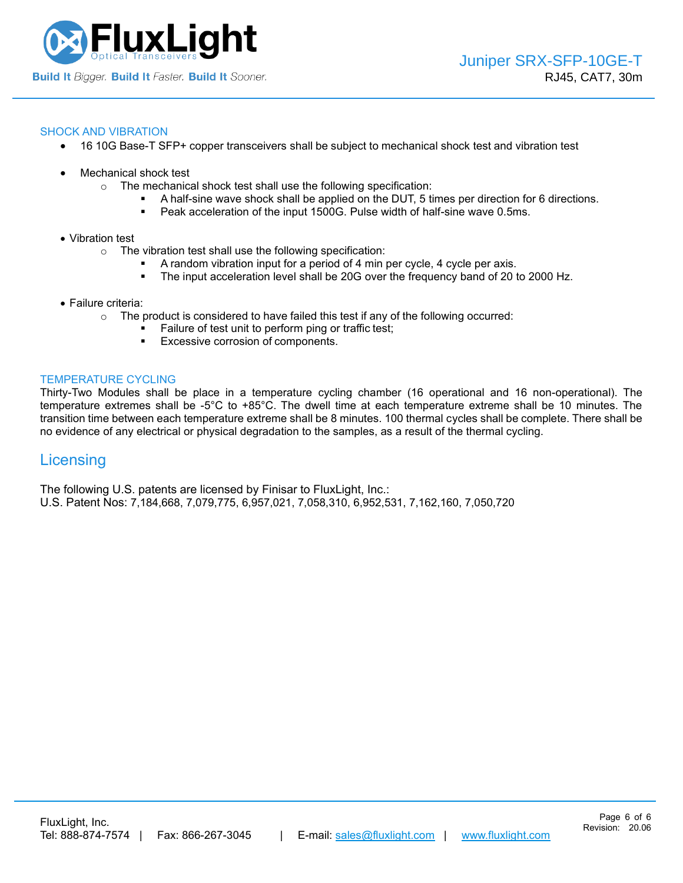### SHOCK AND VIBRATION

- 16 10G Base-T SFP+ copper transceivers shall be subject to mechanical shock test and vibration test

- Mechanical shock test
  - The mechanical shock test shall use the following specification:
    - A half-sine wave shock shall be applied on the DUT, 5 times per direction for 6 directions.
    - Peak acceleration of the input 1500G. Pulse width of half-sine wave 0.5ms.

- Vibration test
  - The vibration test shall use the following specification:
    - A random vibration input for a period of 4 min per cycle, 4 cycle per axis.
    - The input acceleration level shall be 20G over the frequency band of 20 to 2000 Hz.

- Failure criteria:
  - The product is considered to have failed this test if any of the following occurred:
    - Failure of test unit to perform ping or traffic test;
    - Excessive corrosion of components.

### TEMPERATURE CYCLING

Thirty-Two Modules shall be place in a temperature cycling chamber (16 operational and 16 non-operational). The temperature extremes shall be -5°C to +85°C. The dwell time at each temperature extreme shall be 10 minutes. The transition time between each temperature extreme shall be 8 minutes. 100 thermal cycles shall be complete. There shall be no evidence of any electrical or physical degradation to the samples, as a result of the thermal cycling.

## Licensing

The following U.S. patents are licensed by Finisar to FluxLight, Inc.:
U.S. Patent Nos: 7,184,668, 7,079,775, 6,957,021, 7,058,310, 6,952,531, 7,162,160, 7,050,720